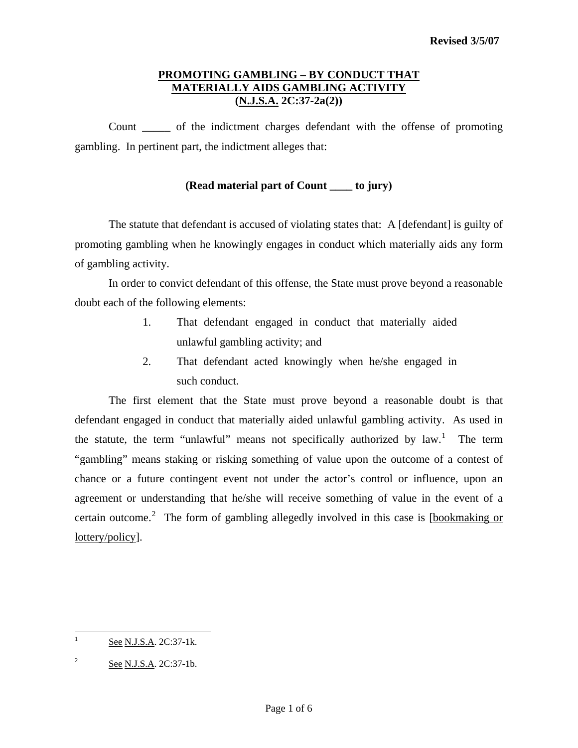Revised 3/5/07

# PROMOTING GAMBLING – BY CONDUCT THAT MATERIALLY AIDS GAMBLING ACTIVITY (N.J.S.A. 2C:37-2a(2))

Count _____ of the indictment charges defendant with the offense of promoting gambling. In pertinent part, the indictment alleges that:

**(Read material part of Count ____ to jury)**

The statute that defendant is accused of violating states that: A [defendant] is guilty of promoting gambling when he knowingly engages in conduct which materially aids any form of gambling activity.

In order to convict defendant of this offense, the State must prove beyond a reasonable doubt each of the following elements:

1. That defendant engaged in conduct that materially aided unlawful gambling activity; and
2. That defendant acted knowingly when he/she engaged in such conduct.

The first element that the State must prove beyond a reasonable doubt is that defendant engaged in conduct that materially aided unlawful gambling activity. As used in the statute, the term "unlawful" means not specifically authorized by law.[1] The term "gambling" means staking or risking something of value upon the outcome of a contest of chance or a future contingent event not under the actor's control or influence, upon an agreement or understanding that he/she will receive something of value in the event of a certain outcome.[2] The form of gambling allegedly involved in this case is [bookmaking or lottery/policy].

---

[1] See N.J.S.A. 2C:37-1k.

[2] See N.J.S.A. 2C:37-1b.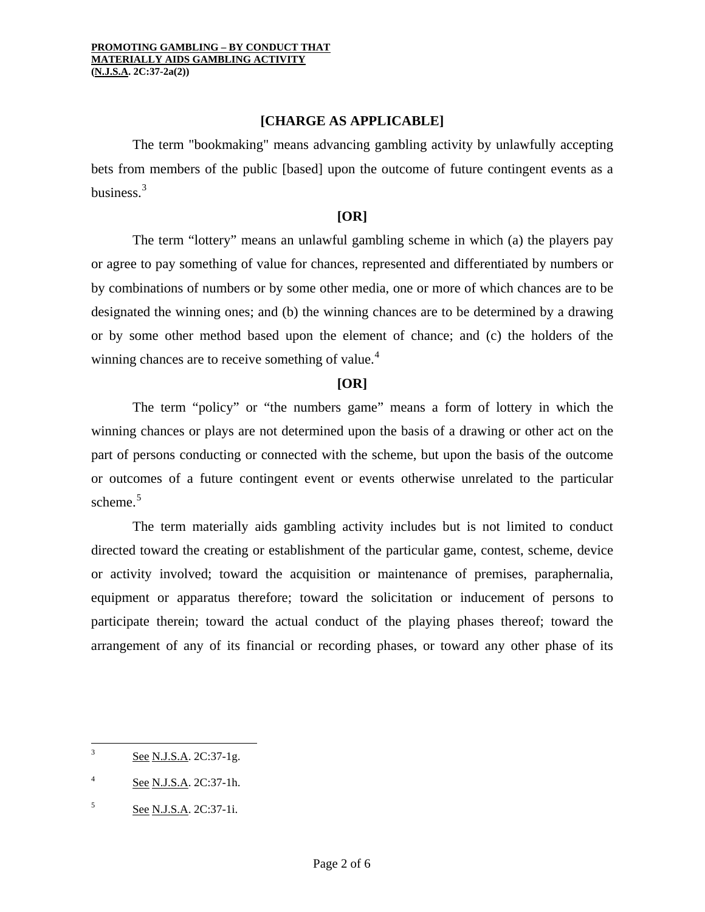**[CHARGE AS APPLICABLE]**

The term "bookmaking" means advancing gambling activity by unlawfully accepting bets from members of the public [based] upon the outcome of future contingent events as a business.[3]

**[OR]**

The term "lottery" means an unlawful gambling scheme in which (a) the players pay or agree to pay something of value for chances, represented and differentiated by numbers or by combinations of numbers or by some other media, one or more of which chances are to be designated the winning ones; and (b) the winning chances are to be determined by a drawing or by some other method based upon the element of chance; and (c) the holders of the winning chances are to receive something of value.[4]

**[OR]**

The term "policy" or "the numbers game" means a form of lottery in which the winning chances or plays are not determined upon the basis of a drawing or other act on the part of persons conducting or connected with the scheme, but upon the basis of the outcome or outcomes of a future contingent event or events otherwise unrelated to the particular scheme.[5]

The term materially aids gambling activity includes but is not limited to conduct directed toward the creating or establishment of the particular game, contest, scheme, device or activity involved; toward the acquisition or maintenance of premises, paraphernalia, equipment or apparatus therefore; toward the solicitation or inducement of persons to participate therein; toward the actual conduct of the playing phases thereof; toward the arrangement of any of its financial or recording phases, or toward any other phase of its

---

[3] See N.J.S.A. 2C:37-1g.

[4] See N.J.S.A. 2C:37-1h.

[5] See N.J.S.A. 2C:37-1i.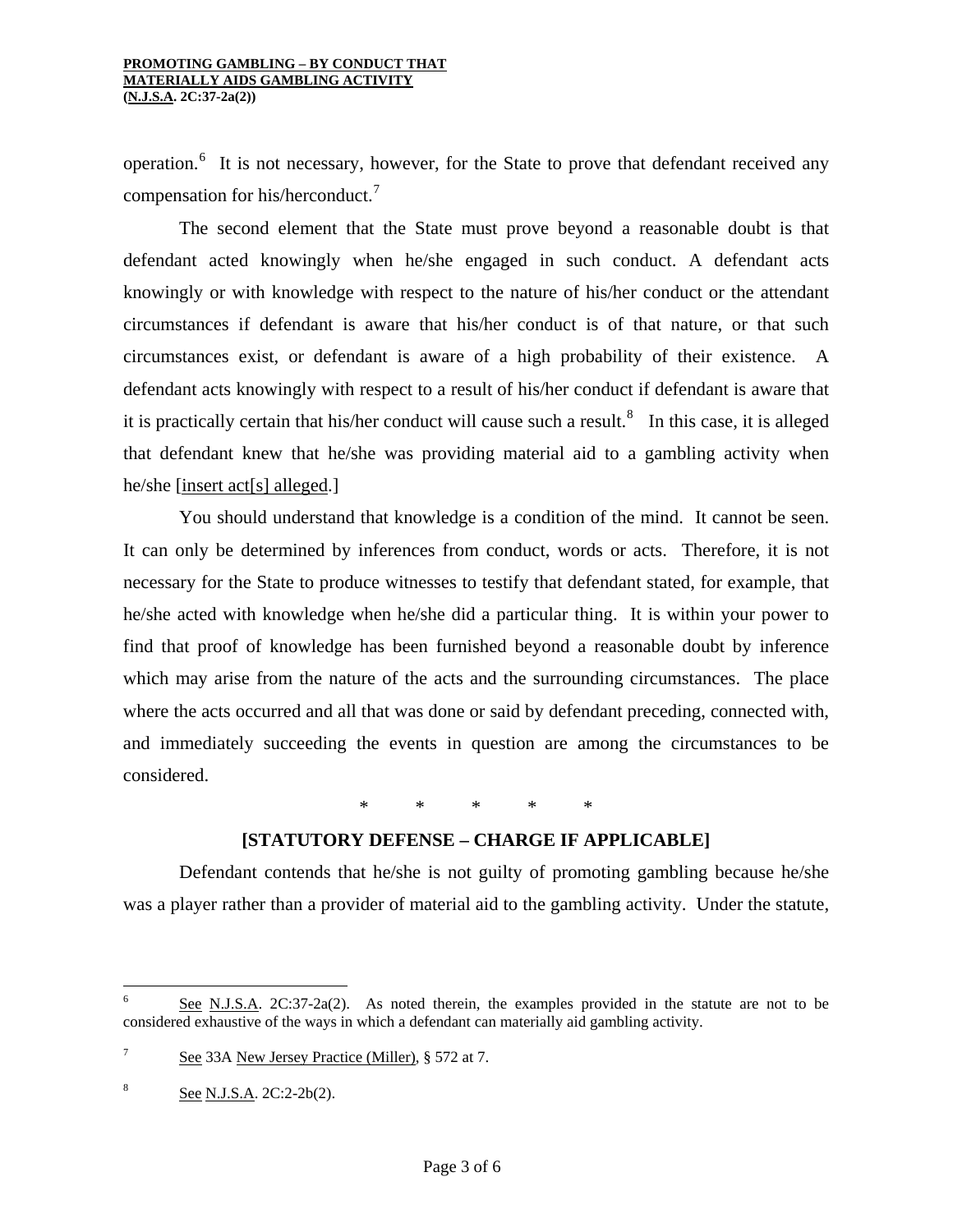operation.[6] It is not necessary, however, for the State to prove that defendant received any compensation for his/herconduct.[7]

The second element that the State must prove beyond a reasonable doubt is that defendant acted knowingly when he/she engaged in such conduct. A defendant acts knowingly or with knowledge with respect to the nature of his/her conduct or the attendant circumstances if defendant is aware that his/her conduct is of that nature, or that such circumstances exist, or defendant is aware of a high probability of their existence. A defendant acts knowingly with respect to a result of his/her conduct if defendant is aware that it is practically certain that his/her conduct will cause such a result.[8] In this case, it is alleged that defendant knew that he/she was providing material aid to a gambling activity when he/she [insert act[s] alleged.]

You should understand that knowledge is a condition of the mind. It cannot be seen. It can only be determined by inferences from conduct, words or acts. Therefore, it is not necessary for the State to produce witnesses to testify that defendant stated, for example, that he/she acted with knowledge when he/she did a particular thing. It is within your power to find that proof of knowledge has been furnished beyond a reasonable doubt by inference which may arise from the nature of the acts and the surrounding circumstances. The place where the acts occurred and all that was done or said by defendant preceding, connected with, and immediately succeeding the events in question are among the circumstances to be considered.

\* \* \* \* \*

**[STATUTORY DEFENSE – CHARGE IF APPLICABLE]**

Defendant contends that he/she is not guilty of promoting gambling because he/she was a player rather than a provider of material aid to the gambling activity. Under the statute,

---

[6] See N.J.S.A. 2C:37-2a(2). As noted therein, the examples provided in the statute are not to be considered exhaustive of the ways in which a defendant can materially aid gambling activity.

[7] See 33A New Jersey Practice (Miller), § 572 at 7.

[8] See N.J.S.A. 2C:2-2b(2).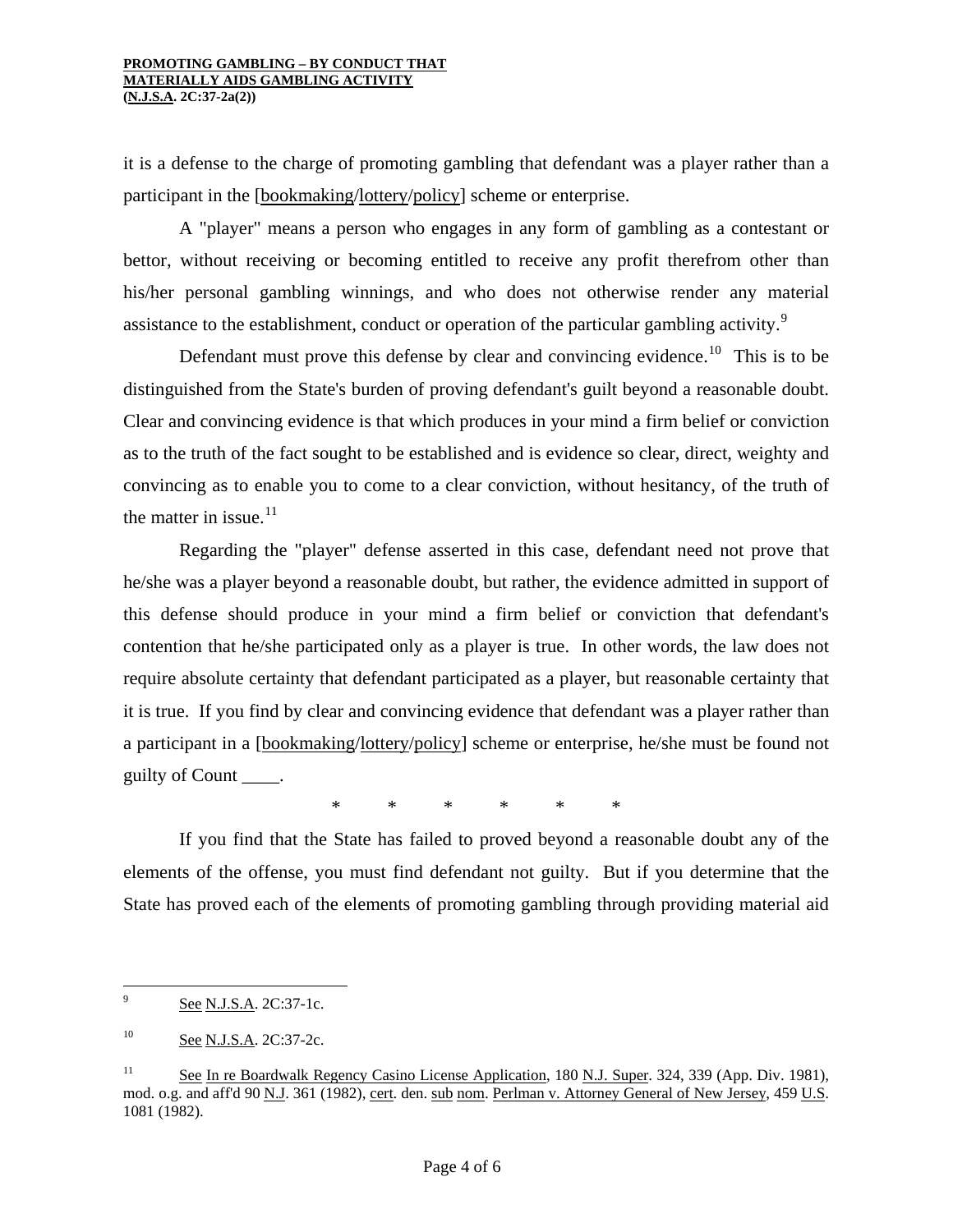it is a defense to the charge of promoting gambling that defendant was a player rather than a participant in the [bookmaking/lottery/policy] scheme or enterprise.

A "player" means a person who engages in any form of gambling as a contestant or bettor, without receiving or becoming entitled to receive any profit therefrom other than his/her personal gambling winnings, and who does not otherwise render any material assistance to the establishment, conduct or operation of the particular gambling activity.[9]

Defendant must prove this defense by clear and convincing evidence.[10] This is to be distinguished from the State's burden of proving defendant's guilt beyond a reasonable doubt. Clear and convincing evidence is that which produces in your mind a firm belief or conviction as to the truth of the fact sought to be established and is evidence so clear, direct, weighty and convincing as to enable you to come to a clear conviction, without hesitancy, of the truth of the matter in issue.[11]

Regarding the "player" defense asserted in this case, defendant need not prove that he/she was a player beyond a reasonable doubt, but rather, the evidence admitted in support of this defense should produce in your mind a firm belief or conviction that defendant's contention that he/she participated only as a player is true. In other words, the law does not require absolute certainty that defendant participated as a player, but reasonable certainty that it is true. If you find by clear and convincing evidence that defendant was a player rather than a participant in a [bookmaking/lottery/policy] scheme or enterprise, he/she must be found not guilty of Count ____.

\* \* \* \* \* \*

If you find that the State has failed to proved beyond a reasonable doubt any of the elements of the offense, you must find defendant not guilty. But if you determine that the State has proved each of the elements of promoting gambling through providing material aid

---

[9] See N.J.S.A. 2C:37-1c.

[10] See N.J.S.A. 2C:37-2c.

[11] See In re Boardwalk Regency Casino License Application, 180 N.J. Super. 324, 339 (App. Div. 1981), mod. o.g. and aff'd 90 N.J. 361 (1982), cert. den. sub nom. Perlman v. Attorney General of New Jersey, 459 U.S. 1081 (1982).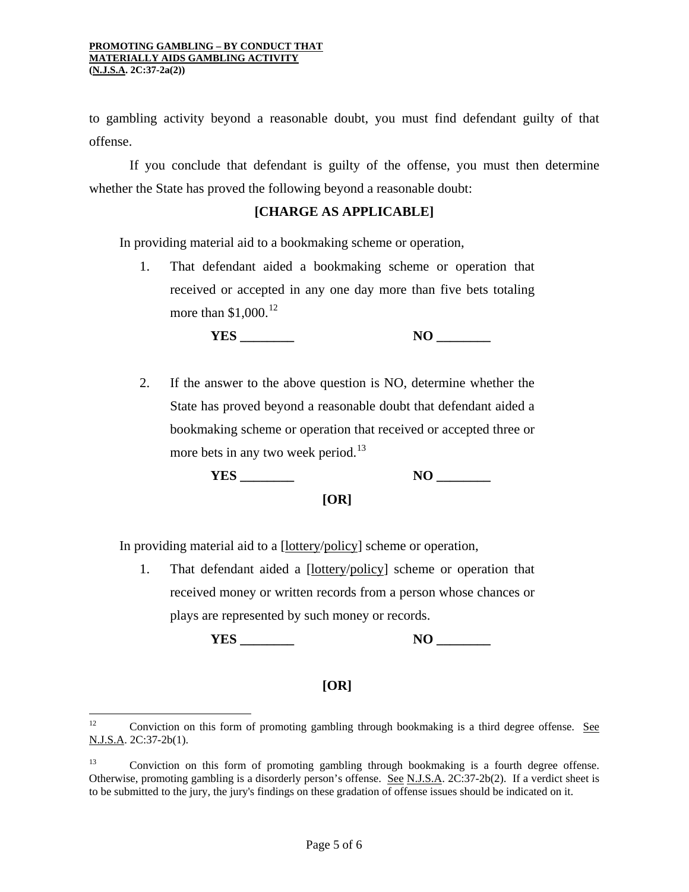to gambling activity beyond a reasonable doubt, you must find defendant guilty of that offense.

If you conclude that defendant is guilty of the offense, you must then determine whether the State has proved the following beyond a reasonable doubt:

**[CHARGE AS APPLICABLE]**

In providing material aid to a bookmaking scheme or operation,

1. That defendant aided a bookmaking scheme or operation that received or accepted in any one day more than five bets totaling more than $1,000.[12]

   **YES ________** **NO ________**

2. If the answer to the above question is NO, determine whether the State has proved beyond a reasonable doubt that defendant aided a bookmaking scheme or operation that received or accepted three or more bets in any two week period.[13]

   **YES ________** **NO ________**

**[OR]**

In providing material aid to a [lottery/policy] scheme or operation,

1. That defendant aided a [lottery/policy] scheme or operation that received money or written records from a person whose chances or plays are represented by such money or records.

   **YES ________** **NO ________**

**[OR]**

---

[12] Conviction on this form of promoting gambling through bookmaking is a third degree offense. See N.J.S.A. 2C:37-2b(1).

[13] Conviction on this form of promoting gambling through bookmaking is a fourth degree offense. Otherwise, promoting gambling is a disorderly person's offense. See N.J.S.A. 2C:37-2b(2). If a verdict sheet is to be submitted to the jury, the jury's findings on these gradation of offense issues should be indicated on it.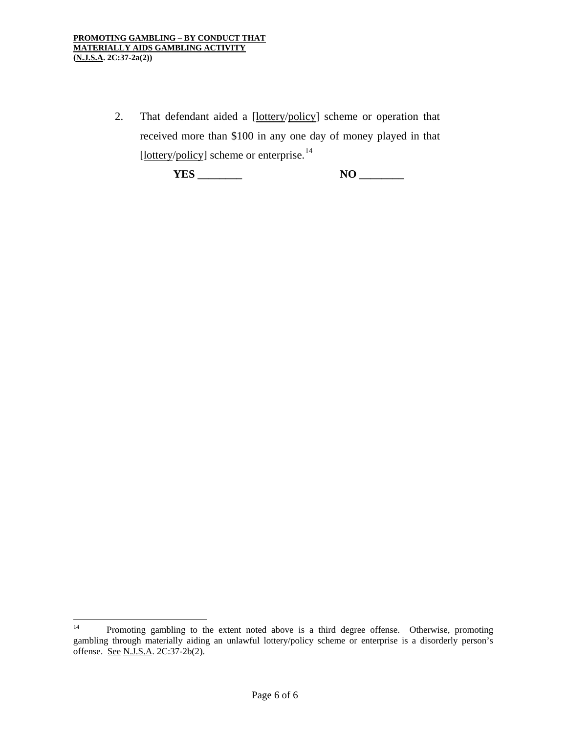2. That defendant aided a [lottery/policy] scheme or operation that received more than $100 in any one day of money played in that [lottery/policy] scheme or enterprise.[14]

**YES ________** **NO ________**

---

[14] Promoting gambling to the extent noted above is a third degree offense. Otherwise, promoting gambling through materially aiding an unlawful lottery/policy scheme or enterprise is a disorderly person's offense. See N.J.S.A. 2C:37-2b(2).